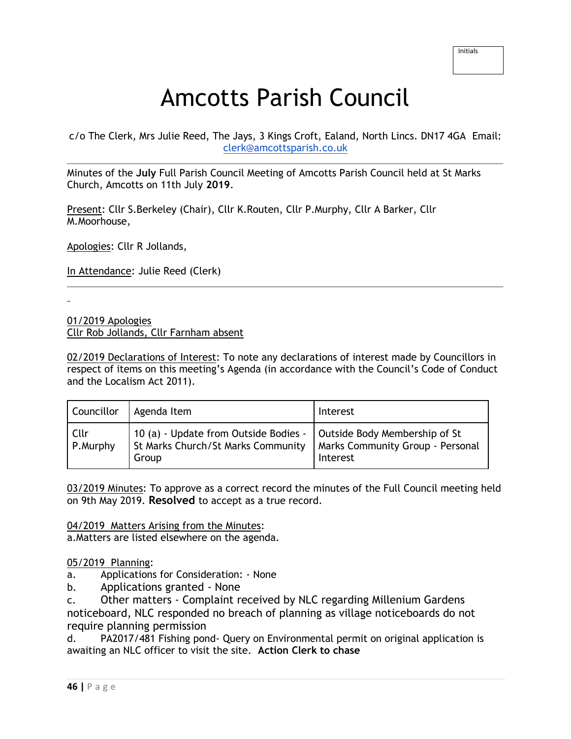Initials

# Amcotts Parish Council

c/o The Clerk, Mrs Julie Reed, The Jays, 3 Kings Croft, Ealand, North Lincs. DN17 4GA Email: clerk@amcottsparish.co.uk

---

Minutes of the **July** Full Parish Council Meeting of Amcotts Parish Council held at St Marks Church, Amcotts on 11th July **2019**.

Present: Cllr S.Berkeley (Chair), Cllr K.Routen, Cllr P.Murphy, Cllr A Barker, Cllr M.Moorhouse,

Apologies: Cllr R Jollands,

In Attendance: Julie Reed (Clerk)

---

01/2019 Apologies
Cllr Rob Jollands, Cllr Farnham absent

02/2019 Declarations of Interest: To note any declarations of interest made by Councillors in respect of items on this meeting's Agenda (in accordance with the Council's Code of Conduct and the Localism Act 2011).

| Councillor | Agenda Item | Interest |
|---|---|---|
| Cllr P.Murphy | 10 (a) - Update from Outside Bodies - St Marks Church/St Marks Community Group | Outside Body Membership of St Marks Community Group - Personal Interest |

03/2019 Minutes: To approve as a correct record the minutes of the Full Council meeting held on 9th May 2019. **Resolved** to accept as a true record.

04/2019 Matters Arising from the Minutes:
a.Matters are listed elsewhere on the agenda.

05/2019 Planning:
a. Applications for Consideration: - None
b. Applications granted - None
c. Other matters - Complaint received by NLC regarding Millenium Gardens noticeboard, NLC responded no breach of planning as village noticeboards do not require planning permission
d. PA2017/481 Fishing pond- Query on Environmental permit on original application is awaiting an NLC officer to visit the site. **Action Clerk to chase**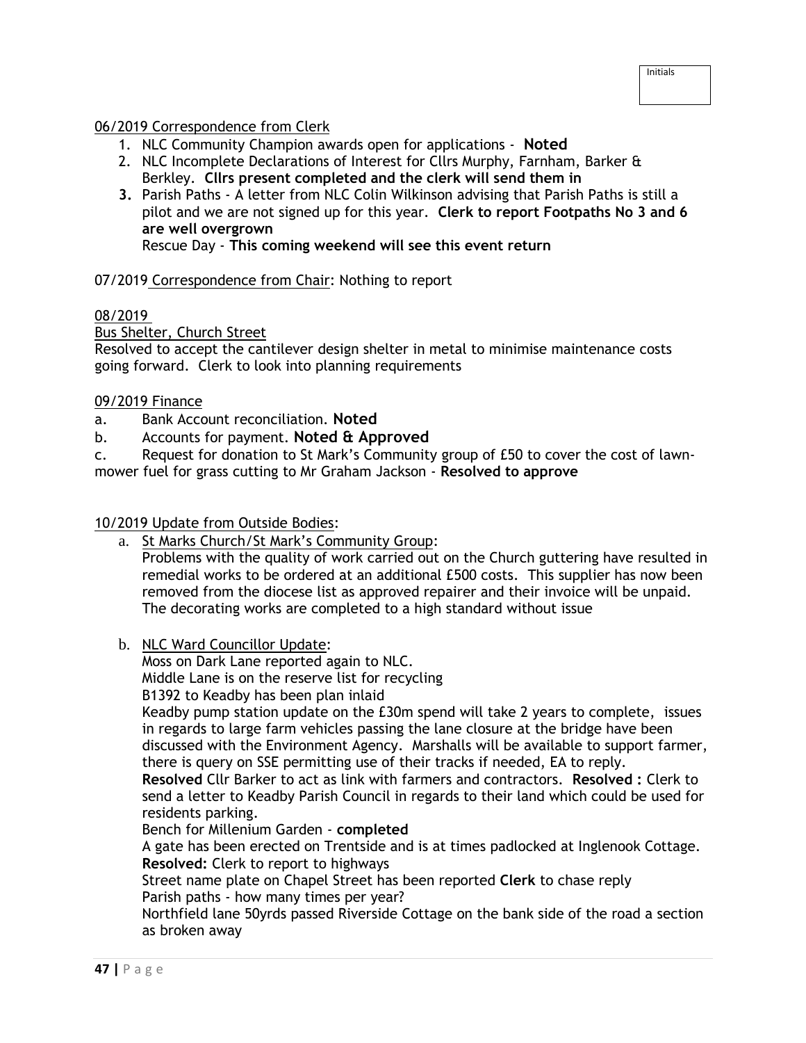Initials

06/2019 Correspondence from Clerk

1. NLC Community Champion awards open for applications - **Noted**
2. NLC Incomplete Declarations of Interest for Cllrs Murphy, Farnham, Barker & Berkley. **Cllrs present completed and the clerk will send them in**
3. Parish Paths - A letter from NLC Colin Wilkinson advising that Parish Paths is still a pilot and we are not signed up for this year. **Clerk to report Footpaths No 3 and 6 are well overgrown**
   Rescue Day - **This coming weekend will see this event return**

07/2019 Correspondence from Chair: Nothing to report

08/2019

Bus Shelter, Church Street

Resolved to accept the cantilever design shelter in metal to minimise maintenance costs going forward. Clerk to look into planning requirements

09/2019 Finance

a. Bank Account reconciliation. **Noted**

b. Accounts for payment. **Noted & Approved**

c. Request for donation to St Mark's Community group of £50 to cover the cost of lawn-mower fuel for grass cutting to Mr Graham Jackson - **Resolved to approve**

10/2019 Update from Outside Bodies:

a. St Marks Church/St Mark's Community Group:
   Problems with the quality of work carried out on the Church guttering have resulted in remedial works to be ordered at an additional £500 costs. This supplier has now been removed from the diocese list as approved repairer and their invoice will be unpaid. The decorating works are completed to a high standard without issue

b. NLC Ward Councillor Update:
   Moss on Dark Lane reported again to NLC.
   Middle Lane is on the reserve list for recycling
   B1392 to Keadby has been plan inlaid
   Keadby pump station update on the £30m spend will take 2 years to complete, issues in regards to large farm vehicles passing the lane closure at the bridge have been discussed with the Environment Agency. Marshalls will be available to support farmer, there is query on SSE permitting use of their tracks if needed, EA to reply.
   **Resolved** Cllr Barker to act as link with farmers and contractors. **Resolved :** Clerk to send a letter to Keadby Parish Council in regards to their land which could be used for residents parking.
   Bench for Millenium Garden - **completed**
   A gate has been erected on Trentside and is at times padlocked at Inglenook Cottage. **Resolved:** Clerk to report to highways
   Street name plate on Chapel Street has been reported **Clerk** to chase reply
   Parish paths - how many times per year?
   Northfield lane 50yrds passed Riverside Cottage on the bank side of the road a section as broken away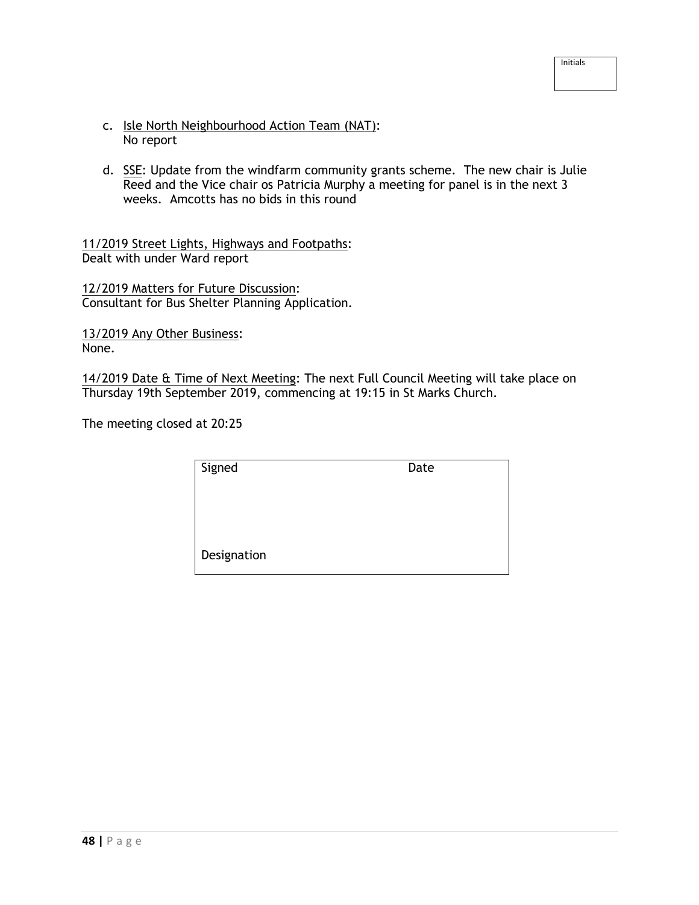| Initials |
| --- |
| |

c. Isle North Neighbourhood Action Team (NAT):
   No report

d. SSE: Update from the windfarm community grants scheme. The new chair is Julie Reed and the Vice chair os Patricia Murphy a meeting for panel is in the next 3 weeks. Amcotts has no bids in this round

11/2019 Street Lights, Highways and Footpaths:
Dealt with under Ward report

12/2019 Matters for Future Discussion:
Consultant for Bus Shelter Planning Application.

13/2019 Any Other Business:
None.

14/2019 Date & Time of Next Meeting: The next Full Council Meeting will take place on Thursday 19th September 2019, commencing at 19:15 in St Marks Church.

The meeting closed at 20:25

| Signed | Date |
| --- | --- |
| | |
| Designation | |